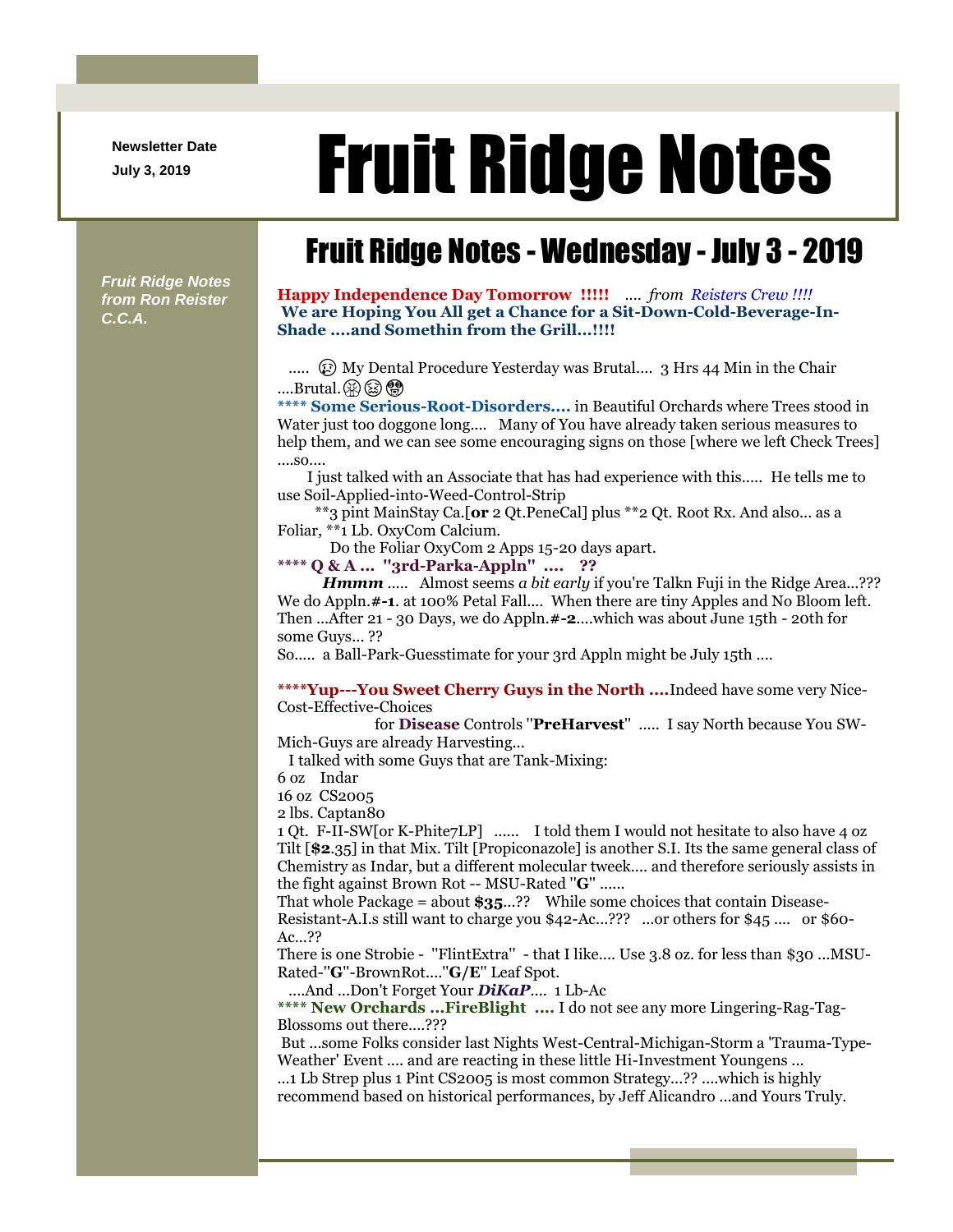Newsletter Date

July 3, 2019

# Fruit Ridge Notes

*Fruit Ridge Notes from Ron Reister C.C.A.*

## Fruit Ridge Notes - Wednesday - July 3 - 2019

**Happy Independence Day Tomorrow !!!!!** .... *from Reisters Crew !!!!*
**We are Hoping You All get a Chance for a Sit-Down-Cold-Beverage-In-Shade ....and Somethin from the Grill...!!!!**

..... 😢 My Dental Procedure Yesterday was Brutal.... 3 Hrs 44 Min in the Chair ....Brutal.😵😖😲

**\*\*\*\* Some Serious-Root-Disorders....** in Beautiful Orchards where Trees stood in Water just too doggone long.... Many of You have already taken serious measures to help them, and we can see some encouraging signs on those [where we left Check Trees] ....so....

I just talked with an Associate that has had experience with this..... He tells me to use Soil-Applied-into-Weed-Control-Strip

\*\*3 pint MainStay Ca.[**or** 2 Qt.PeneCal] plus \*\*2 Qt. Root Rx. And also... as a Foliar, \*\*1 Lb. OxyCom Calcium.

Do the Foliar OxyCom 2 Apps 15-20 days apart.

**\*\*\*\* Q & A ... "3rd-Parka-Appln" .... ??**

***Hmmm*** ..... Almost seems *a bit early* if you're Talkn Fuji in the Ridge Area...??? We do Appln.**#-1**. at 100% Petal Fall.... When there are tiny Apples and No Bloom left. Then ...After 21 - 30 Days, we do Appln.**#-2**....which was about June 15th - 20th for some Guys... ??

So..... a Ball-Park-Guesstimate for your 3rd Appln might be July 15th ....

**\*\*\*\*Yup---You Sweet Cherry Guys in the North ....**Indeed have some very Nice-Cost-Effective-Choices for **Disease** Controls "**PreHarvest**" ..... I say North because You SW-Mich-Guys are already Harvesting...

I talked with some Guys that are Tank-Mixing:

6 oz Indar
16 oz CS2005
2 lbs. Captan80
1 Qt. F-II-SW[or K-Phite7LP] ...... I told them I would not hesitate to also have 4 oz Tilt [**$2**.35] in that Mix. Tilt [Propiconazole] is another S.I. Its the same general class of Chemistry as Indar, but a different molecular tweek.... and therefore seriously assists in the fight against Brown Rot -- MSU-Rated "**G**" ......

That whole Package = about **$35**...?? While some choices that contain Disease-Resistant-A.I.s still want to charge you $42-Ac...??? ...or others for $45 .... or $60-Ac...??

There is one Strobie - "FlintExtra" - that I like.... Use 3.8 oz. for less than $30 ...MSU-Rated-"**G**"-BrownRot...."**G/E**" Leaf Spot.

....And ...Don't Forget Your ***DiKaP***.... 1 Lb-Ac

**\*\*\*\* New Orchards ...FireBlight ....** I do not see any more Lingering-Rag-Tag-Blossoms out there....???

But ...some Folks consider last Nights West-Central-Michigan-Storm a 'Trauma-Type-Weather' Event .... and are reacting in these little Hi-Investment Youngens ... ...1 Lb Strep plus 1 Pint CS2005 is most common Strategy...?? ....which is highly recommend based on historical performances, by Jeff Alicandro ...and Yours Truly.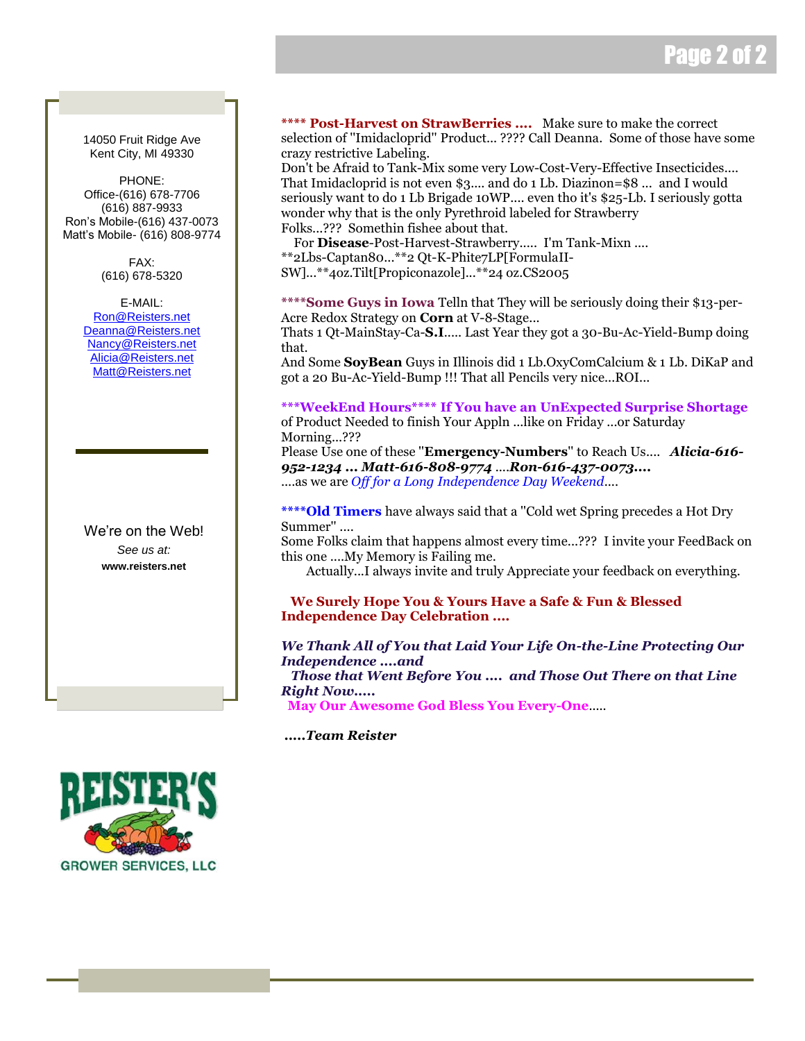14050 Fruit Ridge Ave
Kent City, MI 49330

PHONE:
Office-(616) 678-7706
(616) 887-9933
Ron's Mobile-(616) 437-0073
Matt's Mobile- (616) 808-9774

FAX:
(616) 678-5320

E-MAIL:
Ron@Reisters.net
Deanna@Reisters.net
Nancy@Reisters.net
Alicia@Reisters.net
Matt@Reisters.net

We're on the Web!
*See us at:*
**www.reisters.net**

REISTER'S GROWER SERVICES, LLC

**\*\*\*\* Post-Harvest on StrawBerries ....** Make sure to make the correct selection of "Imidacloprid" Product... ???? Call Deanna. Some of those have some crazy restrictive Labeling.
Don't be Afraid to Tank-Mix some very Low-Cost-Very-Effective Insecticides.... That Imidacloprid is not even $3.... and do 1 Lb. Diazinon=$8 ... and I would seriously want to do 1 Lb Brigade 10WP.... even tho it's $25-Lb. I seriously gotta wonder why that is the only Pyrethroid labeled for Strawberry Folks...??? Somethin fishee about that.
For **Disease**-Post-Harvest-Strawberry..... I'm Tank-Mixn .... **2Lbs-Captan80...**2 Qt-K-Phite7LP[FormulaII-SW]...**4oz.Tilt[Propiconazole]...**24 oz.CS2005

**\*\*\*\*Some Guys in Iowa** Telln that They will be seriously doing their $13-per-Acre Redox Strategy on **Corn** at V-8-Stage...
Thats 1 Qt-MainStay-Ca-**S.I**..... Last Year they got a 30-Bu-Ac-Yield-Bump doing that.
And Some **SoyBean** Guys in Illinois did 1 Lb.OxyComCalcium & 1 Lb. DiKaP and got a 20 Bu-Ac-Yield-Bump !!! That all Pencils very nice...ROI...

**\*\*\*WeekEnd Hours\*\*\*\* If You have an UnExpected Surprise Shortage** of Product Needed to finish Your Appln ...like on Friday ...or Saturday Morning...???
Please Use one of these "**Emergency-Numbers**" to Reach Us.... ***Alicia-616-952-1234 ... Matt-616-808-9774*** ....***Ron-616-437-0073....***
....as we are *Off for a Long Independence Day Weekend*....

**\*\*\*\*Old Timers** have always said that a "Cold wet Spring precedes a Hot Dry Summer" ....
Some Folks claim that happens almost every time...??? I invite your FeedBack on this one ....My Memory is Failing me.
Actually...I always invite and truly Appreciate your feedback on everything.

**We Surely Hope You & Yours Have a Safe & Fun & Blessed Independence Day Celebration ....**

***We Thank All of You that Laid Your Life On-the-Line Protecting Our Independence ....and***
***Those that Went Before You .... and Those Out There on that Line Right Now.....***
**May Our Awesome God Bless You Every-One**.....

***.....Team Reister***